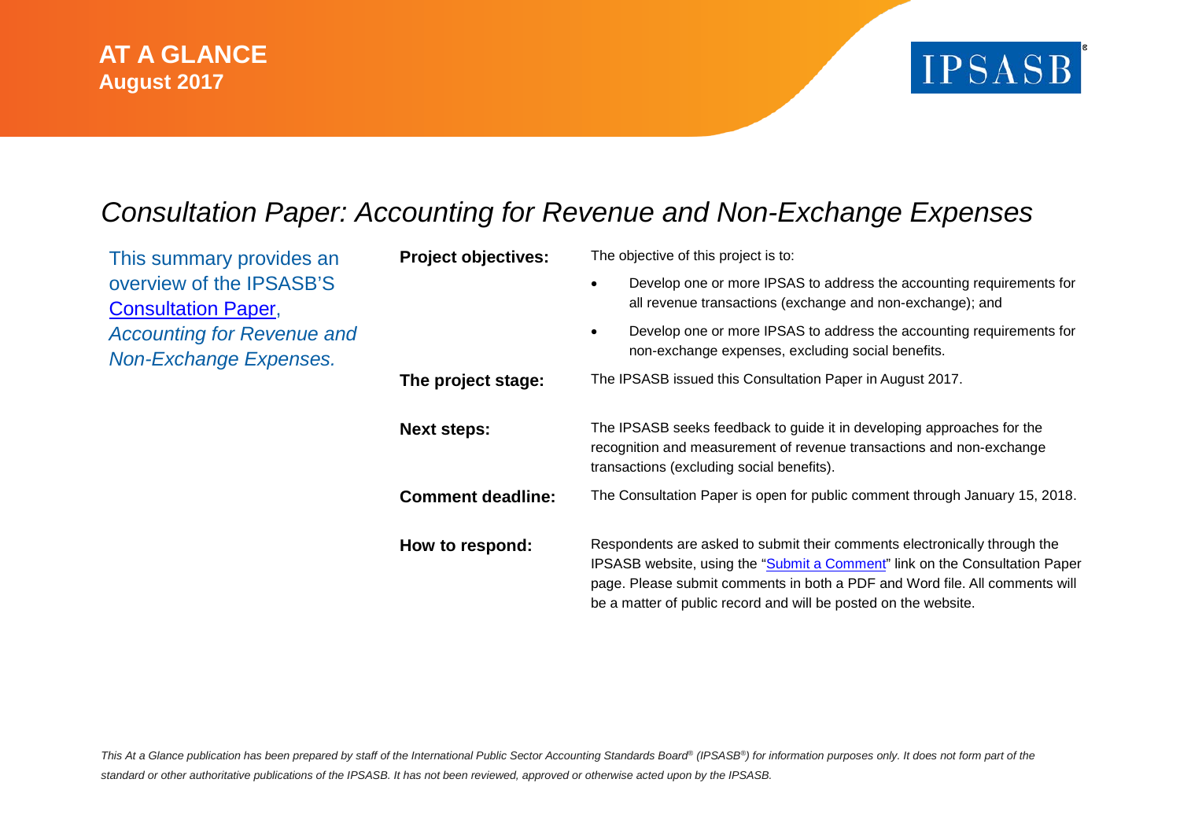**AT A GLANCE**
**August 2017**

IPSASB®

# *Consultation Paper: Accounting for Revenue and Non-Exchange Expenses*

This summary provides an overview of the IPSASB'S Consultation Paper, *Accounting for Revenue and Non-Exchange Expenses.*

**Project objectives:** The objective of this project is to:

- Develop one or more IPSAS to address the accounting requirements for all revenue transactions (exchange and non-exchange); and
- Develop one or more IPSAS to address the accounting requirements for non-exchange expenses, excluding social benefits.

**The project stage:** The IPSASB issued this Consultation Paper in August 2017.

**Next steps:** The IPSASB seeks feedback to guide it in developing approaches for the recognition and measurement of revenue transactions and non-exchange transactions (excluding social benefits).

**Comment deadline:** The Consultation Paper is open for public comment through January 15, 2018.

**How to respond:** Respondents are asked to submit their comments electronically through the IPSASB website, using the "Submit a Comment" link on the Consultation Paper page. Please submit comments in both a PDF and Word file. All comments will be a matter of public record and will be posted on the website.

*This At a Glance publication has been prepared by staff of the International Public Sector Accounting Standards Board® (IPSASB®) for information purposes only. It does not form part of the standard or other authoritative publications of the IPSASB. It has not been reviewed, approved or otherwise acted upon by the IPSASB.*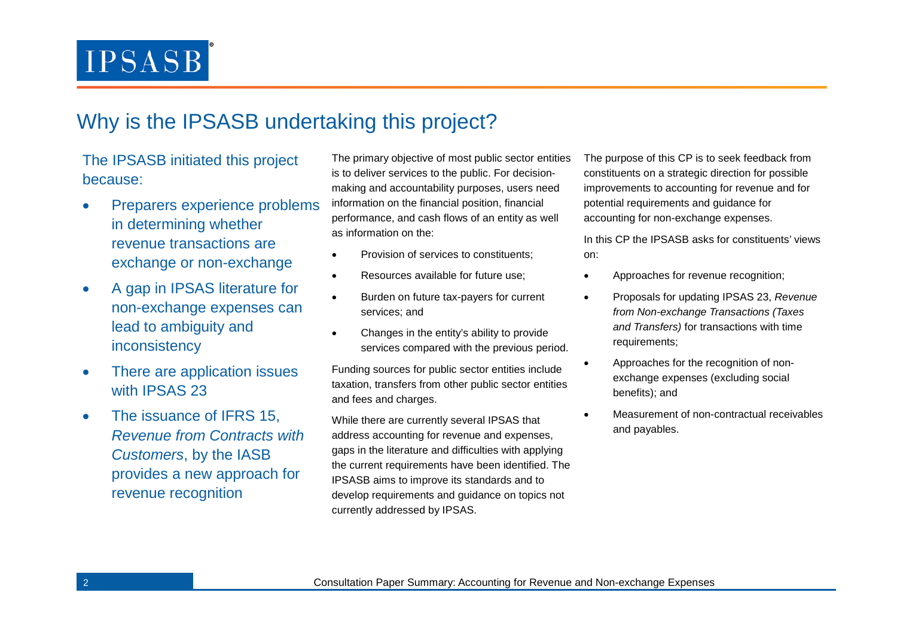# Why is the IPSASB undertaking this project?

The IPSASB initiated this project because:

- Preparers experience problems in determining whether revenue transactions are exchange or non-exchange
- A gap in IPSAS literature for non-exchange expenses can lead to ambiguity and inconsistency
- There are application issues with IPSAS 23
- The issuance of IFRS 15, *Revenue from Contracts with Customers*, by the IASB provides a new approach for revenue recognition

The primary objective of most public sector entities is to deliver services to the public. For decision-making and accountability purposes, users need information on the financial position, financial performance, and cash flows of an entity as well as information on the:

- Provision of services to constituents;
- Resources available for future use;
- Burden on future tax-payers for current services; and
- Changes in the entity's ability to provide services compared with the previous period.

Funding sources for public sector entities include taxation, transfers from other public sector entities and fees and charges.

While there are currently several IPSAS that address accounting for revenue and expenses, gaps in the literature and difficulties with applying the current requirements have been identified. The IPSASB aims to improve its standards and to develop requirements and guidance on topics not currently addressed by IPSAS.

The purpose of this CP is to seek feedback from constituents on a strategic direction for possible improvements to accounting for revenue and for potential requirements and guidance for accounting for non-exchange expenses.

In this CP the IPSASB asks for constituents' views on:

- Approaches for revenue recognition;
- Proposals for updating IPSAS 23, *Revenue from Non-exchange Transactions (Taxes and Transfers)* for transactions with time requirements;
- Approaches for the recognition of non-exchange expenses (excluding social benefits); and
- Measurement of non-contractual receivables and payables.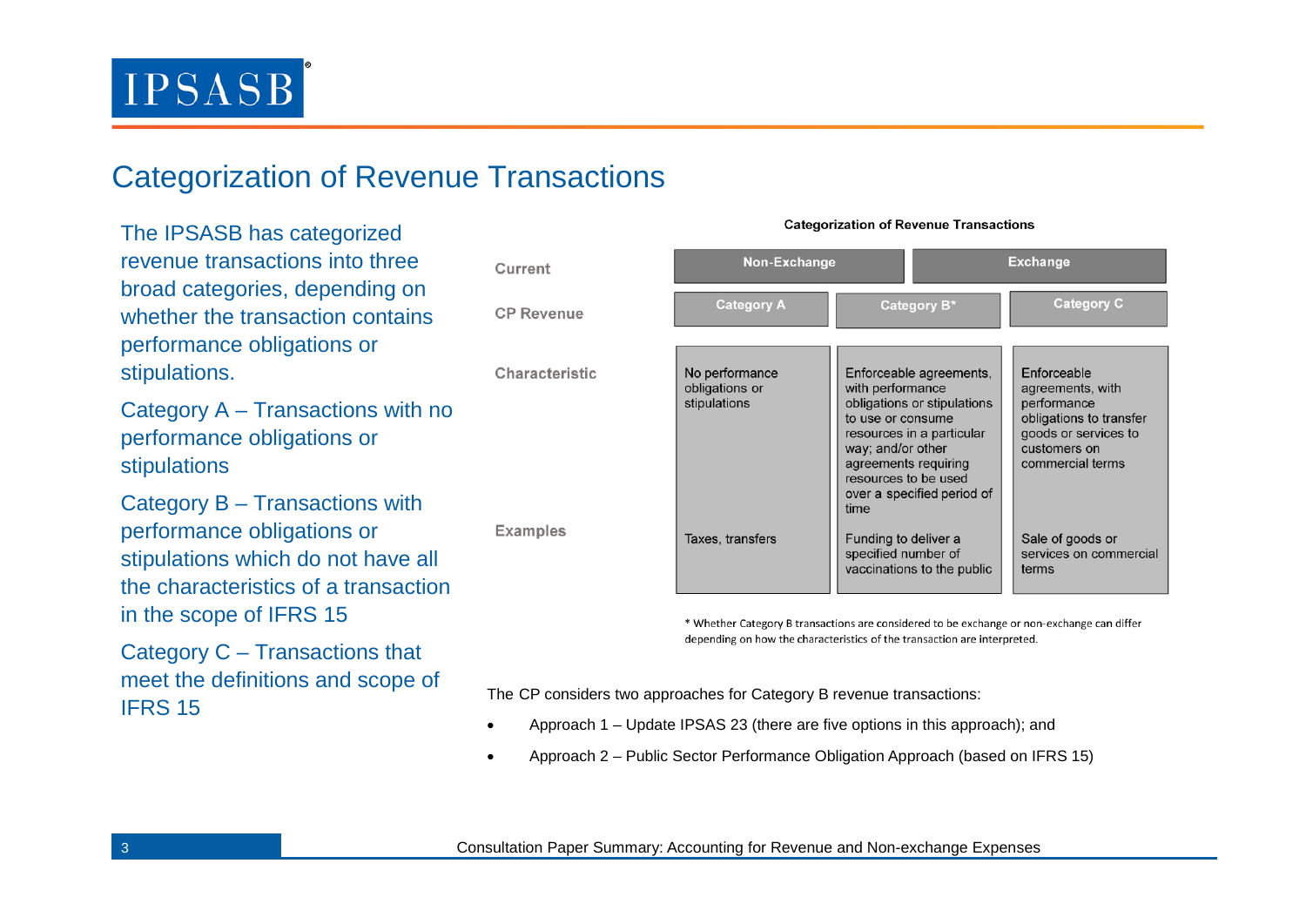## Categorization of Revenue Transactions

The IPSASB has categorized revenue transactions into three broad categories, depending on whether the transaction contains performance obligations or stipulations.

Category A – Transactions with no performance obligations or stipulations

Category B – Transactions with performance obligations or stipulations which do not have all the characteristics of a transaction in the scope of IFRS 15

Category C – Transactions that meet the definitions and scope of IFRS 15

**Categorization of Revenue Transactions**

| | | | |
|---|---|---|---|
| **Current** | **Non-Exchange** | | **Exchange** |
| **CP Revenue** | **Category A** | **Category B\*** | **Category C** |
| **Characteristic** | No performance obligations or stipulations | Enforceable agreements, with performance obligations or stipulations to use or consume resources in a particular way; and/or other agreements requiring resources to be used over a specified period of time | Enforceable agreements, with performance obligations to transfer goods or services to customers on commercial terms |
| **Examples** | Taxes, transfers | Funding to deliver a specified number of vaccinations to the public | Sale of goods or services on commercial terms |

\* Whether Category B transactions are considered to be exchange or non-exchange can differ depending on how the characteristics of the transaction are interpreted.

The CP considers two approaches for Category B revenue transactions:

- Approach 1 – Update IPSAS 23 (there are five options in this approach); and
- Approach 2 – Public Sector Performance Obligation Approach (based on IFRS 15)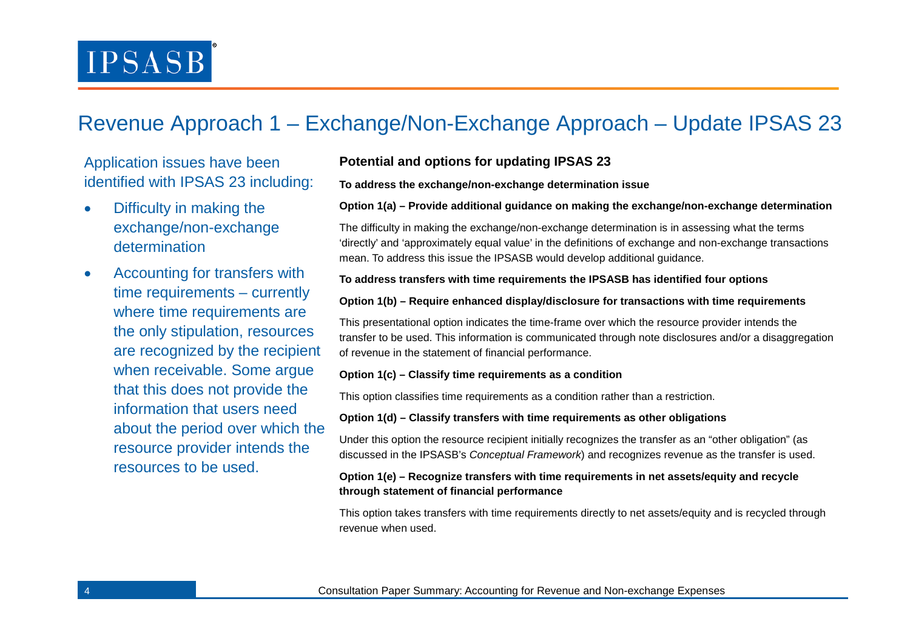# Revenue Approach 1 – Exchange/Non-Exchange Approach – Update IPSAS 23

Application issues have been identified with IPSAS 23 including:

- Difficulty in making the exchange/non-exchange determination
- Accounting for transfers with time requirements – currently where time requirements are the only stipulation, resources are recognized by the recipient when receivable. Some argue that this does not provide the information that users need about the period over which the resource provider intends the resources to be used.

## Potential and options for updating IPSAS 23

**To address the exchange/non-exchange determination issue**

**Option 1(a) – Provide additional guidance on making the exchange/non-exchange determination**

The difficulty in making the exchange/non-exchange determination is in assessing what the terms 'directly' and 'approximately equal value' in the definitions of exchange and non-exchange transactions mean. To address this issue the IPSASB would develop additional guidance.

**To address transfers with time requirements the IPSASB has identified four options**

**Option 1(b) – Require enhanced display/disclosure for transactions with time requirements**

This presentational option indicates the time-frame over which the resource provider intends the transfer to be used. This information is communicated through note disclosures and/or a disaggregation of revenue in the statement of financial performance.

**Option 1(c) – Classify time requirements as a condition**

This option classifies time requirements as a condition rather than a restriction.

**Option 1(d) – Classify transfers with time requirements as other obligations**

Under this option the resource recipient initially recognizes the transfer as an "other obligation" (as discussed in the IPSASB's *Conceptual Framework*) and recognizes revenue as the transfer is used.

**Option 1(e) – Recognize transfers with time requirements in net assets/equity and recycle through statement of financial performance**

This option takes transfers with time requirements directly to net assets/equity and is recycled through revenue when used.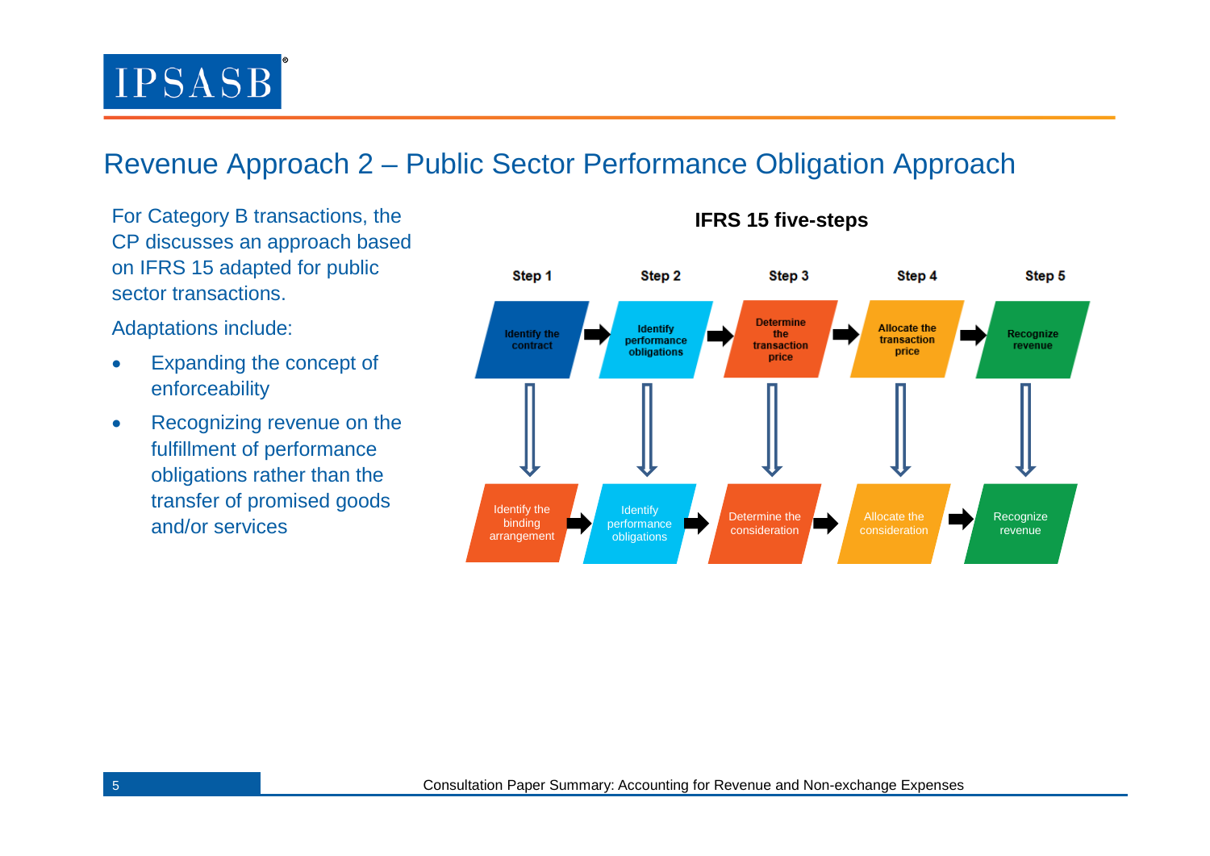# Revenue Approach 2 – Public Sector Performance Obligation Approach

For Category B transactions, the CP discusses an approach based on IFRS 15 adapted for public sector transactions.

Adaptations include:

- Expanding the concept of enforceability
- Recognizing revenue on the fulfillment of performance obligations rather than the transfer of promised goods and/or services

**IFRS 15 five-steps**

| Step 1 | Step 2 | Step 3 | Step 4 | Step 5 |
|---|---|---|---|---|
| Identify the contract | Identify performance obligations | Determine the transaction price | Allocate the transaction price | Recognize revenue |
| Identify the binding arrangement | Identify performance obligations | Determine the consideration | Allocate the consideration | Recognize revenue |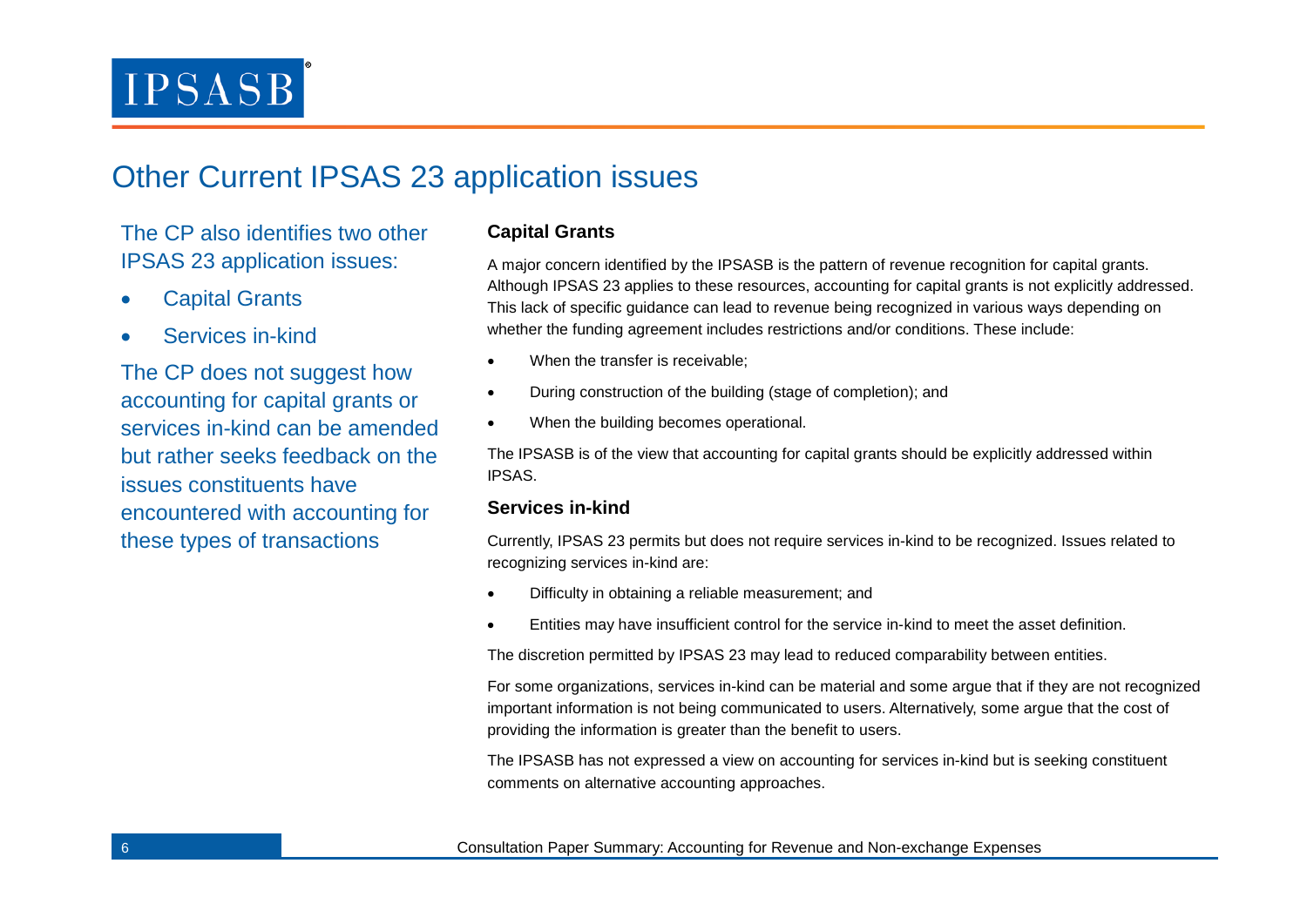# Other Current IPSAS 23 application issues

The CP also identifies two other IPSAS 23 application issues:

- Capital Grants
- Services in-kind

The CP does not suggest how accounting for capital grants or services in-kind can be amended but rather seeks feedback on the issues constituents have encountered with accounting for these types of transactions

### Capital Grants

A major concern identified by the IPSASB is the pattern of revenue recognition for capital grants. Although IPSAS 23 applies to these resources, accounting for capital grants is not explicitly addressed. This lack of specific guidance can lead to revenue being recognized in various ways depending on whether the funding agreement includes restrictions and/or conditions. These include:

- When the transfer is receivable;
- During construction of the building (stage of completion); and
- When the building becomes operational.

The IPSASB is of the view that accounting for capital grants should be explicitly addressed within IPSAS.

### Services in-kind

Currently, IPSAS 23 permits but does not require services in-kind to be recognized. Issues related to recognizing services in-kind are:

- Difficulty in obtaining a reliable measurement; and
- Entities may have insufficient control for the service in-kind to meet the asset definition.

The discretion permitted by IPSAS 23 may lead to reduced comparability between entities.

For some organizations, services in-kind can be material and some argue that if they are not recognized important information is not being communicated to users. Alternatively, some argue that the cost of providing the information is greater than the benefit to users.

The IPSASB has not expressed a view on accounting for services in-kind but is seeking constituent comments on alternative accounting approaches.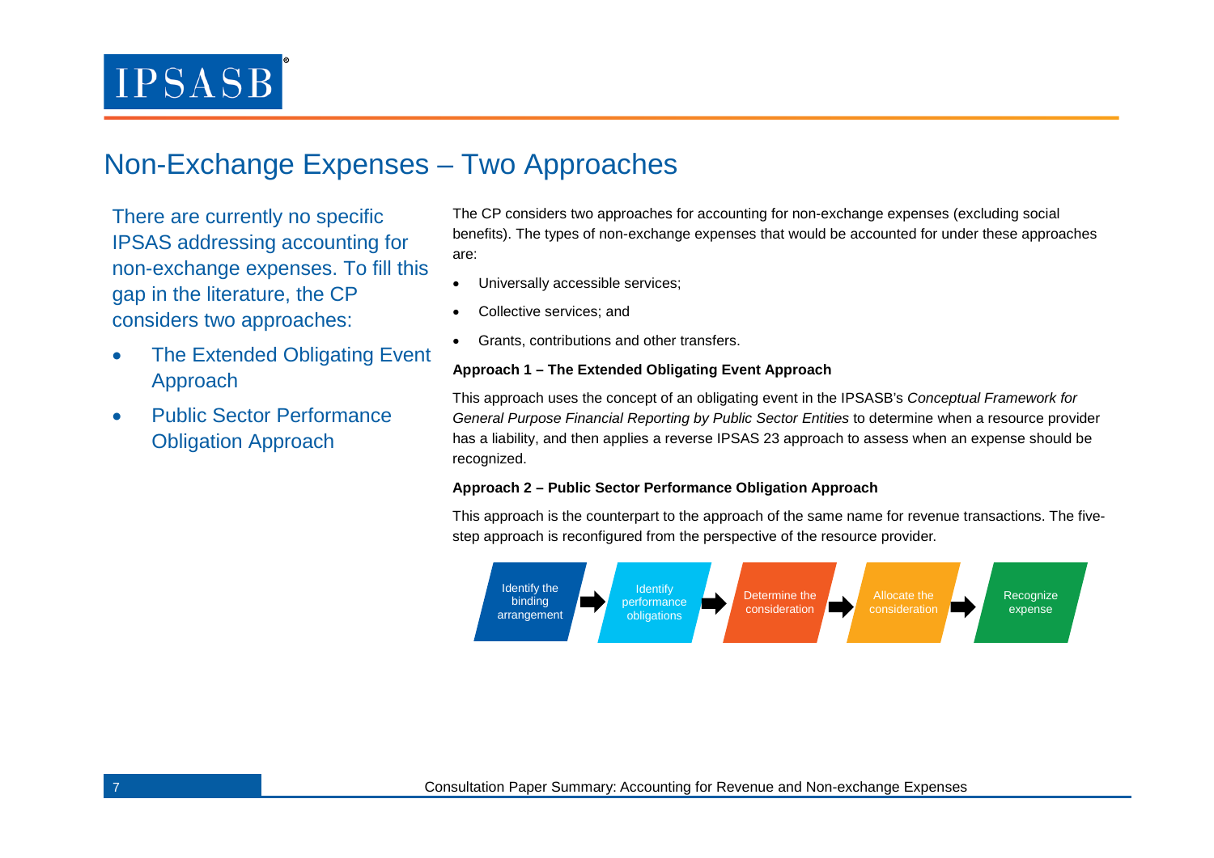# Non-Exchange Expenses – Two Approaches

There are currently no specific IPSAS addressing accounting for non-exchange expenses. To fill this gap in the literature, the CP considers two approaches:

- The Extended Obligating Event Approach
- Public Sector Performance Obligation Approach

The CP considers two approaches for accounting for non-exchange expenses (excluding social benefits). The types of non-exchange expenses that would be accounted for under these approaches are:

- Universally accessible services;
- Collective services; and
- Grants, contributions and other transfers.

**Approach 1 – The Extended Obligating Event Approach**

This approach uses the concept of an obligating event in the IPSASB's *Conceptual Framework for General Purpose Financial Reporting by Public Sector Entities* to determine when a resource provider has a liability, and then applies a reverse IPSAS 23 approach to assess when an expense should be recognized.

**Approach 2 – Public Sector Performance Obligation Approach**

This approach is the counterpart to the approach of the same name for revenue transactions. The five-step approach is reconfigured from the perspective of the resource provider.

Identify the binding arrangement → Identify performance obligations → Determine the consideration → Allocate the consideration → Recognize expense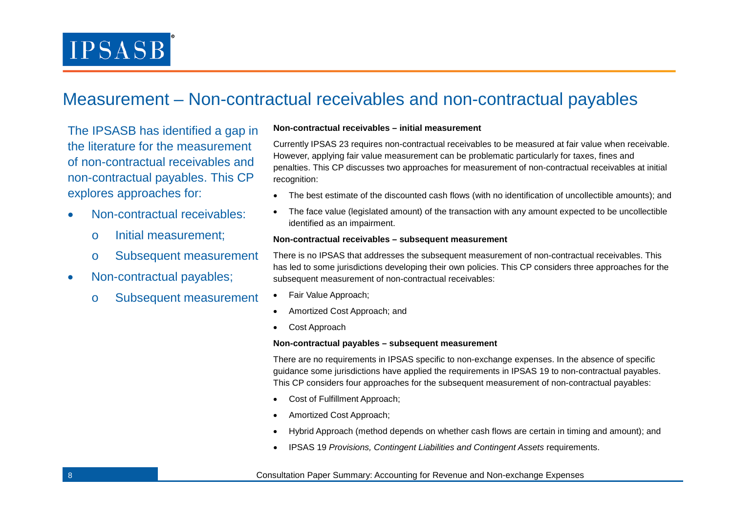# Measurement – Non-contractual receivables and non-contractual payables

The IPSASB has identified a gap in the literature for the measurement of non-contractual receivables and non-contractual payables. This CP explores approaches for:

- Non-contractual receivables:
  - Initial measurement;
  - Subsequent measurement
- Non-contractual payables;
  - Subsequent measurement

**Non-contractual receivables – initial measurement**

Currently IPSAS 23 requires non-contractual receivables to be measured at fair value when receivable. However, applying fair value measurement can be problematic particularly for taxes, fines and penalties. This CP discusses two approaches for measurement of non-contractual receivables at initial recognition:

- The best estimate of the discounted cash flows (with no identification of uncollectible amounts); and
- The face value (legislated amount) of the transaction with any amount expected to be uncollectible identified as an impairment.

**Non-contractual receivables – subsequent measurement**

There is no IPSAS that addresses the subsequent measurement of non-contractual receivables. This has led to some jurisdictions developing their own policies. This CP considers three approaches for the subsequent measurement of non-contractual receivables:

- Fair Value Approach;
- Amortized Cost Approach; and
- Cost Approach

**Non-contractual payables – subsequent measurement**

There are no requirements in IPSAS specific to non-exchange expenses. In the absence of specific guidance some jurisdictions have applied the requirements in IPSAS 19 to non-contractual payables. This CP considers four approaches for the subsequent measurement of non-contractual payables:

- Cost of Fulfillment Approach;
- Amortized Cost Approach;
- Hybrid Approach (method depends on whether cash flows are certain in timing and amount); and
- IPSAS 19 *Provisions, Contingent Liabilities and Contingent Assets* requirements.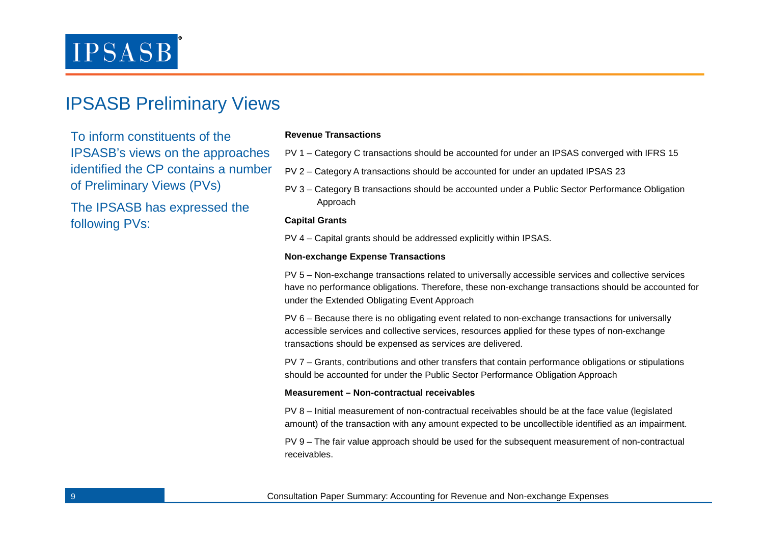# IPSASB Preliminary Views

To inform constituents of the IPSASB's views on the approaches identified the CP contains a number of Preliminary Views (PVs)

The IPSASB has expressed the following PVs:

**Revenue Transactions**

PV 1 – Category C transactions should be accounted for under an IPSAS converged with IFRS 15

PV 2 – Category A transactions should be accounted for under an updated IPSAS 23

PV 3 – Category B transactions should be accounted under a Public Sector Performance Obligation Approach

**Capital Grants**

PV 4 – Capital grants should be addressed explicitly within IPSAS.

**Non-exchange Expense Transactions**

PV 5 – Non-exchange transactions related to universally accessible services and collective services have no performance obligations. Therefore, these non-exchange transactions should be accounted for under the Extended Obligating Event Approach

PV 6 – Because there is no obligating event related to non-exchange transactions for universally accessible services and collective services, resources applied for these types of non-exchange transactions should be expensed as services are delivered.

PV 7 – Grants, contributions and other transfers that contain performance obligations or stipulations should be accounted for under the Public Sector Performance Obligation Approach

**Measurement – Non-contractual receivables**

PV 8 – Initial measurement of non-contractual receivables should be at the face value (legislated amount) of the transaction with any amount expected to be uncollectible identified as an impairment.

PV 9 – The fair value approach should be used for the subsequent measurement of non-contractual receivables.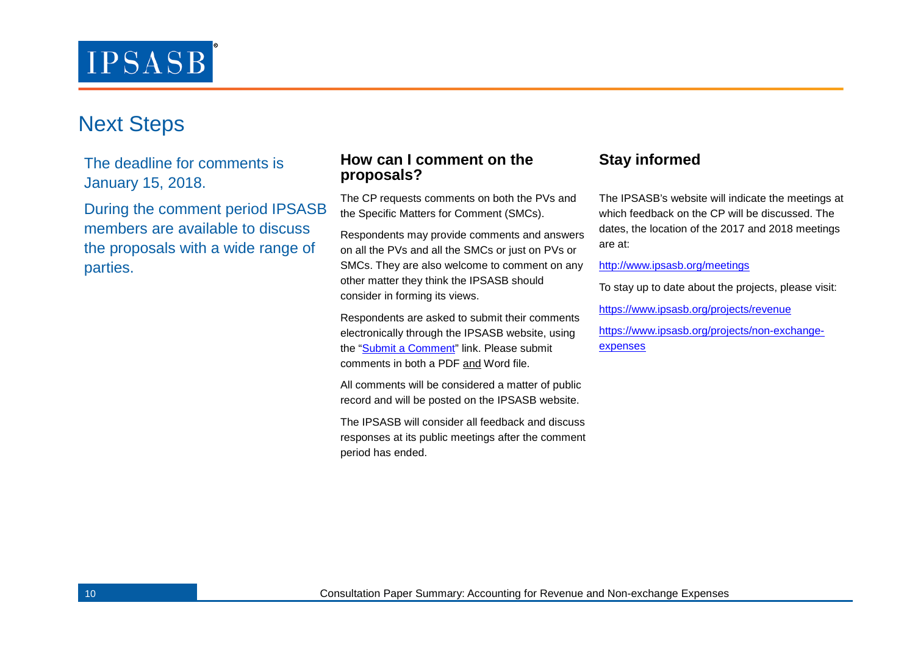# Next Steps

The deadline for comments is January 15, 2018.

During the comment period IPSASB members are available to discuss the proposals with a wide range of parties.

### How can I comment on the proposals?

The CP requests comments on both the PVs and the Specific Matters for Comment (SMCs).

Respondents may provide comments and answers on all the PVs and all the SMCs or just on PVs or SMCs. They are also welcome to comment on any other matter they think the IPSASB should consider in forming its views.

Respondents are asked to submit their comments electronically through the IPSASB website, using the "Submit a Comment" link. Please submit comments in both a PDF and Word file.

All comments will be considered a matter of public record and will be posted on the IPSASB website.

The IPSASB will consider all feedback and discuss responses at its public meetings after the comment period has ended.

### Stay informed

The IPSASB's website will indicate the meetings at which feedback on the CP will be discussed. The dates, the location of the 2017 and 2018 meetings are at:

http://www.ipsasb.org/meetings

To stay up to date about the projects, please visit:

https://www.ipsasb.org/projects/revenue

https://www.ipsasb.org/projects/non-exchange-expenses